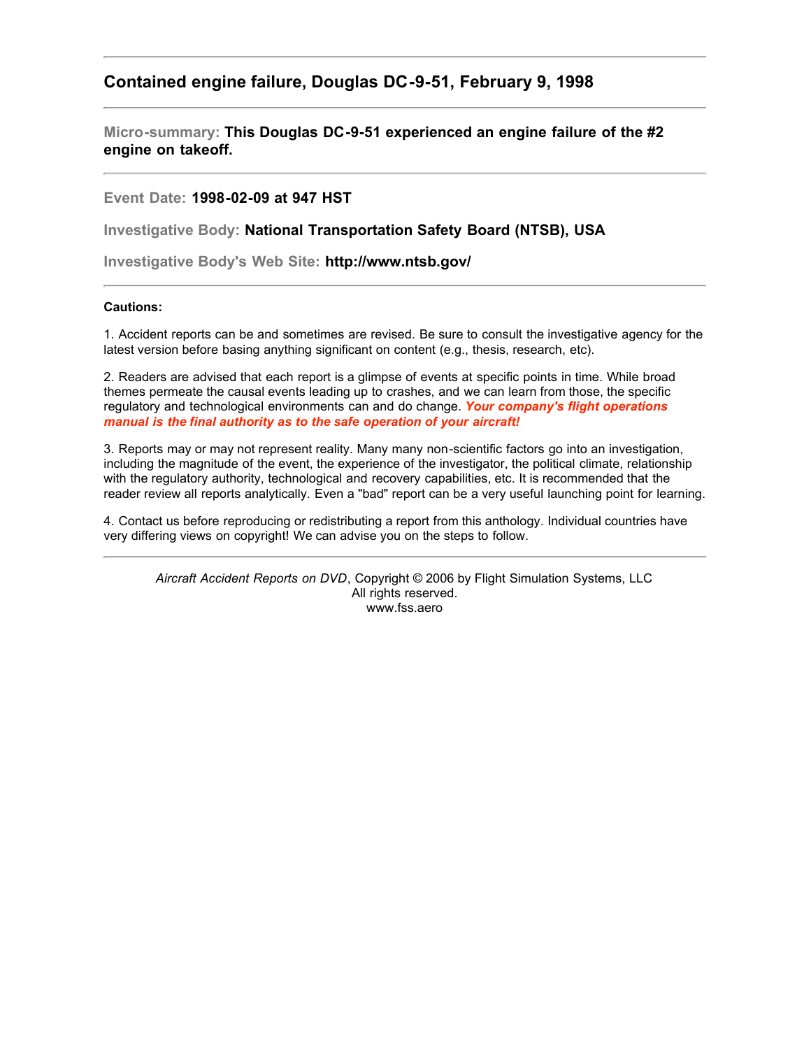## Contained engine failure, Douglas DC-9-51, February 9, 1998

---

**Micro-summary: This Douglas DC-9-51 experienced an engine failure of the #2 engine on takeoff.**

---

Event Date: **1998-02-09 at 947 HST**

Investigative Body: **National Transportation Safety Board (NTSB), USA**

Investigative Body's Web Site: **http://www.ntsb.gov/**

---

**Cautions:**

1. Accident reports can be and sometimes are revised. Be sure to consult the investigative agency for the latest version before basing anything significant on content (e.g., thesis, research, etc).

2. Readers are advised that each report is a glimpse of events at specific points in time. While broad themes permeate the causal events leading up to crashes, and we can learn from those, the specific regulatory and technological environments can and do change. ***Your company's flight operations manual is the final authority as to the safe operation of your aircraft!***

3. Reports may or may not represent reality. Many many non-scientific factors go into an investigation, including the magnitude of the event, the experience of the investigator, the political climate, relationship with the regulatory authority, technological and recovery capabilities, etc. It is recommended that the reader review all reports analytically. Even a "bad" report can be a very useful launching point for learning.

4. Contact us before reproducing or redistributing a report from this anthology. Individual countries have very differing views on copyright! We can advise you on the steps to follow.

---

*Aircraft Accident Reports on DVD*, Copyright © 2006 by Flight Simulation Systems, LLC
All rights reserved.
www.fss.aero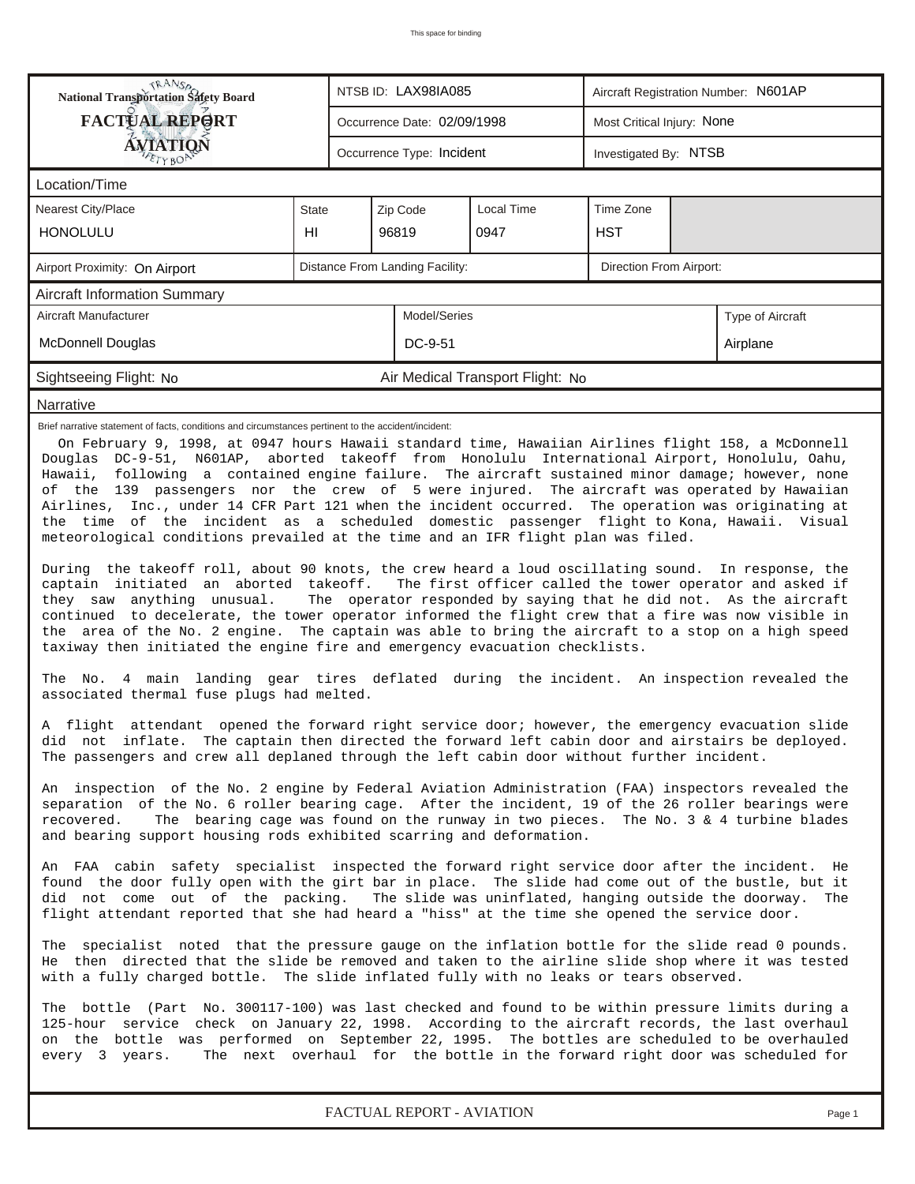This space for binding

| National Transportation Safety Board FACTUAL REPORT AVIATION | NTSB ID: LAX98IA085 | Aircraft Registration Number: N601AP |
|---|---|---|
| | Occurrence Date: 02/09/1998 | Most Critical Injury: None |
| | Occurrence Type: Incident | Investigated By: NTSB |

## Location/Time

| Nearest City/Place | State | Zip Code | Local Time | Time Zone |
|---|---|---|---|---|
| HONOLULU | HI | 96819 | 0947 | HST |

| Airport Proximity: On Airport | Distance From Landing Facility: | Direction From Airport: |
|---|---|---|

## Aircraft Information Summary

| Aircraft Manufacturer | Model/Series | Type of Aircraft |
|---|---|---|
| McDonnell Douglas | DC-9-51 | Airplane |

Sightseeing Flight: No    Air Medical Transport Flight: No

## Narrative

Brief narrative statement of facts, conditions and circumstances pertinent to the accident/incident:

On February 9, 1998, at 0947 hours Hawaii standard time, Hawaiian Airlines flight 158, a McDonnell Douglas DC-9-51, N601AP, aborted takeoff from Honolulu International Airport, Honolulu, Oahu, Hawaii, following a contained engine failure. The aircraft sustained minor damage; however, none of the 139 passengers nor the crew of 5 were injured. The aircraft was operated by Hawaiian Airlines, Inc., under 14 CFR Part 121 when the incident occurred. The operation was originating at the time of the incident as a scheduled domestic passenger flight to Kona, Hawaii. Visual meteorological conditions prevailed at the time and an IFR flight plan was filed.

During the takeoff roll, about 90 knots, the crew heard a loud oscillating sound. In response, the captain initiated an aborted takeoff. The first officer called the tower operator and asked if they saw anything unusual. The operator responded by saying that he did not. As the aircraft continued to decelerate, the tower operator informed the flight crew that a fire was now visible in the area of the No. 2 engine. The captain was able to bring the aircraft to a stop on a high speed taxiway then initiated the engine fire and emergency evacuation checklists.

The No. 4 main landing gear tires deflated during the incident. An inspection revealed the associated thermal fuse plugs had melted.

A flight attendant opened the forward right service door; however, the emergency evacuation slide did not inflate. The captain then directed the forward left cabin door and airstairs be deployed. The passengers and crew all deplaned through the left cabin door without further incident.

An inspection of the No. 2 engine by Federal Aviation Administration (FAA) inspectors revealed the separation of the No. 6 roller bearing cage. After the incident, 19 of the 26 roller bearings were recovered. The bearing cage was found on the runway in two pieces. The No. 3 & 4 turbine blades and bearing support housing rods exhibited scarring and deformation.

An FAA cabin safety specialist inspected the forward right service door after the incident. He found the door fully open with the girt bar in place. The slide had come out of the bustle, but it did not come out of the packing. The slide was uninflated, hanging outside the doorway. The flight attendant reported that she had heard a "hiss" at the time she opened the service door.

The specialist noted that the pressure gauge on the inflation bottle for the slide read 0 pounds. He then directed that the slide be removed and taken to the airline slide shop where it was tested with a fully charged bottle. The slide inflated fully with no leaks or tears observed.

The bottle (Part No. 300117-100) was last checked and found to be within pressure limits during a 125-hour service check on January 22, 1998. According to the aircraft records, the last overhaul on the bottle was performed on September 22, 1995. The bottles are scheduled to be overhauled every 3 years. The next overhaul for the bottle in the forward right door was scheduled for

FACTUAL REPORT - AVIATION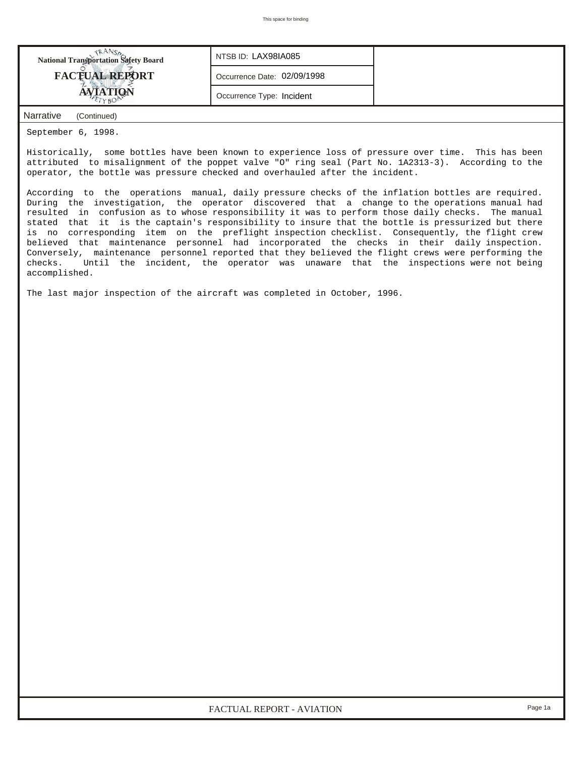**National Transportation Safety Board**
**FACTUAL REPORT**
**AVIATION**

| NTSB ID: LAX98IA085 |
|---|
| Occurrence Date: 02/09/1998 |
| Occurrence Type: Incident |

## Narrative (Continued)

September 6, 1998.

Historically, some bottles have been known to experience loss of pressure over time. This has been attributed to misalignment of the poppet valve "O" ring seal (Part No. 1A2313-3). According to the operator, the bottle was pressure checked and overhauled after the incident.

According to the operations manual, daily pressure checks of the inflation bottles are required. During the investigation, the operator discovered that a change to the operations manual had resulted in confusion as to whose responsibility it was to perform those daily checks. The manual stated that it is the captain's responsibility to insure that the bottle is pressurized but there is no corresponding item on the preflight inspection checklist. Consequently, the flight crew believed that maintenance personnel had incorporated the checks in their daily inspection. Conversely, maintenance personnel reported that they believed the flight crews were performing the checks. Until the incident, the operator was unaware that the inspections were not being accomplished.

The last major inspection of the aircraft was completed in October, 1996.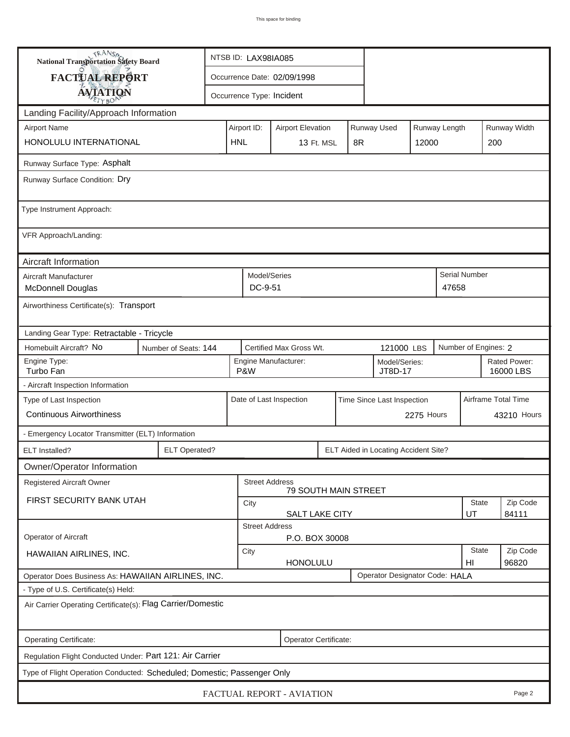**National Transportation Safety Board**
**FACTUAL REPORT**
**AVIATION**

NTSB ID: LAX98IA085

Occurrence Date: 02/09/1998

Occurrence Type: Incident

## Landing Facility/Approach Information

| Airport Name | Airport ID: | Airport Elevation | Runway Used | Runway Length | Runway Width |
|---|---|---|---|---|---|
| HONOLULU INTERNATIONAL | HNL | 13 Ft. MSL | 8R | 12000 | 200 |

Runway Surface Type: Asphalt

Runway Surface Condition: Dry

Type Instrument Approach:

VFR Approach/Landing:

## Aircraft Information

| Aircraft Manufacturer | Model/Series | Serial Number |
|---|---|---|
| McDonnell Douglas | DC-9-51 | 47658 |

Airworthiness Certificate(s): Transport

Landing Gear Type: Retractable - Tricycle

| Homebuilt Aircraft? | Number of Seats: | Certified Max Gross Wt. | Number of Engines: |
|---|---|---|---|
| No | 144 | 121000 LBS | 2 |

| Engine Type: | Engine Manufacturer: | Model/Series: | Rated Power: |
|---|---|---|---|
| Turbo Fan | P&W | JT8D-17 | 16000 LBS |

- Aircraft Inspection Information

| Type of Last Inspection | Date of Last Inspection | Time Since Last Inspection | Airframe Total Time |
|---|---|---|---|
| Continuous Airworthiness | | 2275 Hours | 43210 Hours |

- Emergency Locator Transmitter (ELT) Information

| ELT Installed? | ELT Operated? | ELT Aided in Locating Accident Site? |
|---|---|---|
| | | |

## Owner/Operator Information

| | Street Address | City | State | Zip Code |
|---|---|---|---|---|
| Registered Aircraft Owner: FIRST SECURITY BANK UTAH | 79 SOUTH MAIN STREET | SALT LAKE CITY | UT | 84111 |
| Operator of Aircraft: HAWAIIAN AIRLINES, INC. | P.O. BOX 30008 | HONOLULU | HI | 96820 |

Operator Does Business As: HAWAIIAN AIRLINES, INC.

Operator Designator Code: HALA

- Type of U.S. Certificate(s) Held:

Air Carrier Operating Certificate(s): Flag Carrier/Domestic

Operating Certificate:

Operator Certificate:

Regulation Flight Conducted Under: Part 121: Air Carrier

Type of Flight Operation Conducted: Scheduled; Domestic; Passenger Only

FACTUAL REPORT - AVIATION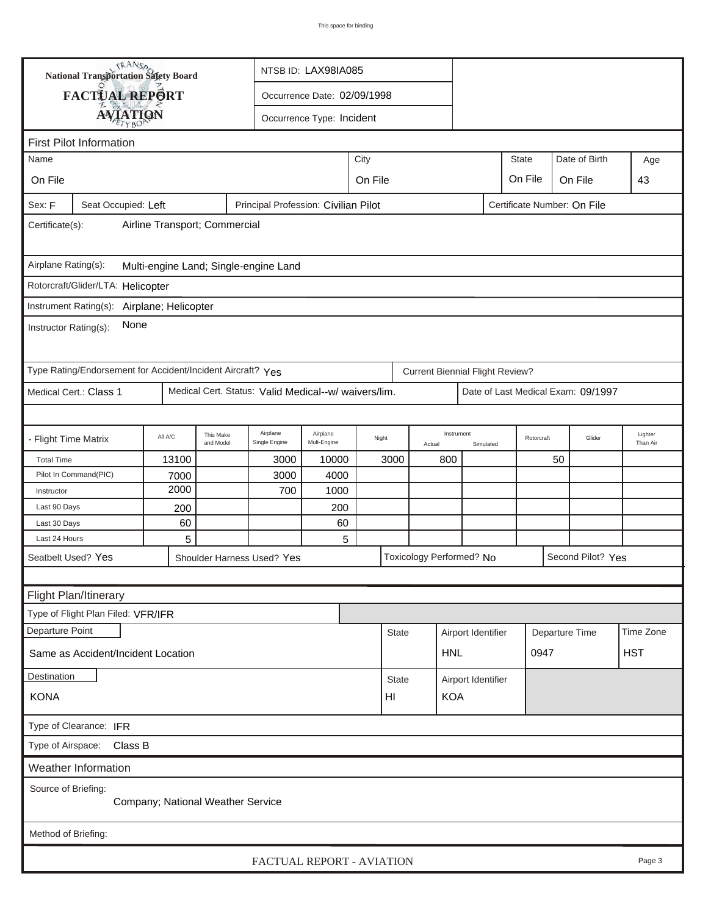National Transportation Safety Board

**FACTUAL REPORT**

**AVIATION**

NTSB ID: LAX98IA085

Occurrence Date: 02/09/1998

Occurrence Type: Incident

## First Pilot Information

| Name | City | State | Date of Birth | Age |
|---|---|---|---|---|
| On File | On File | On File | On File | 43 |

Sex: F | Seat Occupied: Left | Principal Profession: Civilian Pilot | Certificate Number: On File

Certificate(s): Airline Transport; Commercial

Airplane Rating(s): Multi-engine Land; Single-engine Land

Rotorcraft/Glider/LTA: Helicopter

Instrument Rating(s): Airplane; Helicopter

Instructor Rating(s): None

Type Rating/Endorsement for Accident/Incident Aircraft? Yes

Current Biennial Flight Review?

Medical Cert.: Class 1 | Medical Cert. Status: Valid Medical--w/ waivers/lim. | Date of Last Medical Exam: 09/1997

| - Flight Time Matrix | All A/C | This Make and Model | Airplane Single Engine | Airplane Mult-Engine | Night | Instrument Actual | Instrument Simulated | Rotorcraft | Glider | Lighter Than Air |
|---|---|---|---|---|---|---|---|---|---|---|
| Total Time | 13100 | | 3000 | 10000 | 3000 | 800 | | 50 | | |
| Pilot In Command(PIC) | 7000 | | 3000 | 4000 | | | | | | |
| Instructor | 2000 | | 700 | 1000 | | | | | | |
| Last 90 Days | 200 | | | 200 | | | | | | |
| Last 30 Days | 60 | | | 60 | | | | | | |
| Last 24 Hours | 5 | | | 5 | | | | | | |

Seatbelt Used? Yes | Shoulder Harness Used? Yes | Toxicology Performed? No | Second Pilot? Yes

## Flight Plan/Itinerary

Type of Flight Plan Filed: VFR/IFR

| Departure Point | State | Airport Identifier | Departure Time | Time Zone |
|---|---|---|---|---|
| Same as Accident/Incident Location | | HNL | 0947 | HST |

| Destination | State | Airport Identifier |
|---|---|---|
| KONA | HI | KOA |

Type of Clearance: IFR

Type of Airspace: Class B

## Weather Information

Source of Briefing: Company; National Weather Service

Method of Briefing: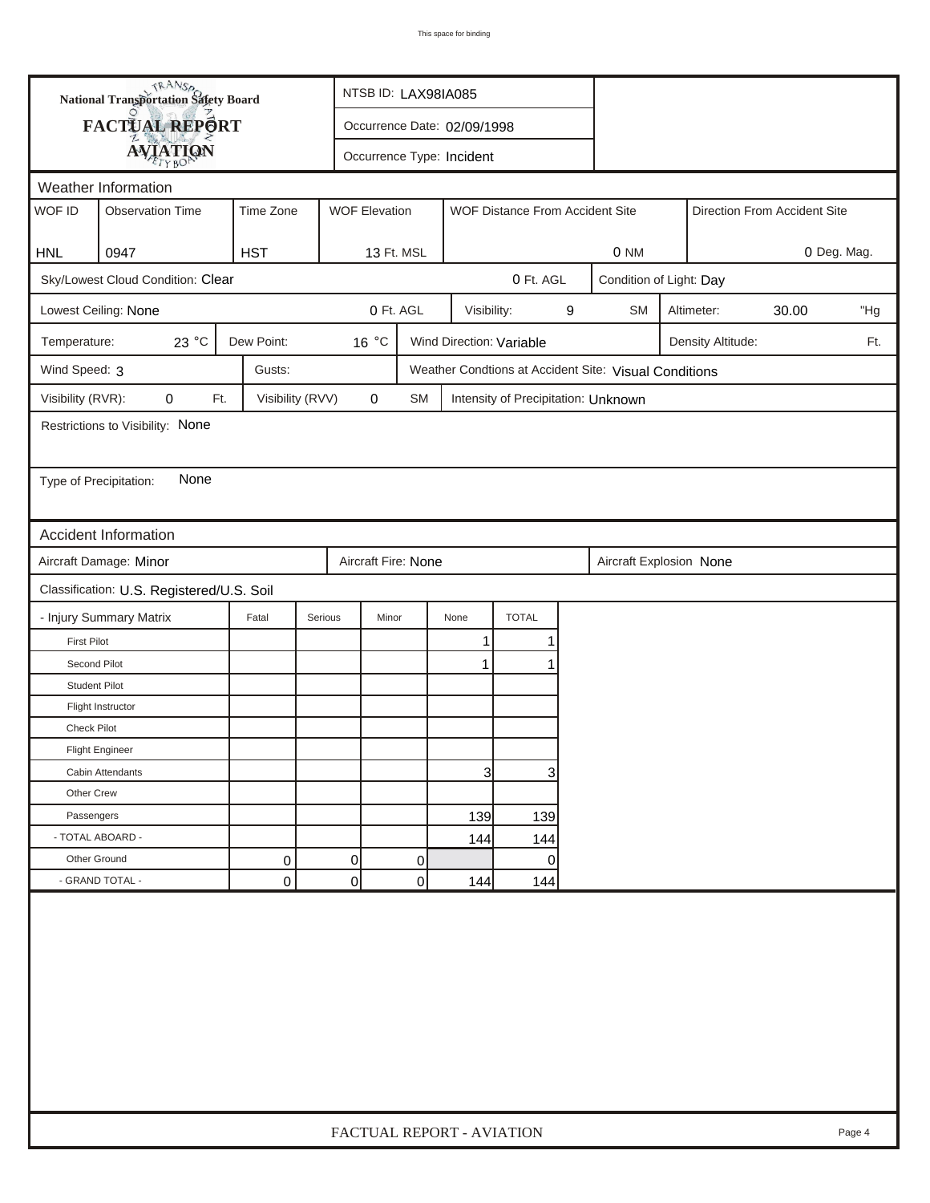This space for binding

**National Transportation Safety Board**

**FACTUAL REPORT**

**AVIATION**

NTSB ID: LAX98IA085

Occurrence Date: 02/09/1998

Occurrence Type: Incident

## Weather Information

| WOF ID | Observation Time | Time Zone | WOF Elevation | WOF Distance From Accident Site | Direction From Accident Site |
|---|---|---|---|---|---|
| HNL | 0947 | HST | 13 Ft. MSL | 0 NM | 0 Deg. Mag. |

Sky/Lowest Cloud Condition: Clear — 0 Ft. AGL — Condition of Light: Day

Lowest Ceiling: None — 0 Ft. AGL — Visibility: 9 SM — Altimeter: 30.00 "Hg

Temperature: 23 °C — Dew Point: 16 °C — Wind Direction: Variable — Density Altitude: Ft.

Wind Speed: 3 — Gusts: — Weather Condtions at Accident Site: Visual Conditions

Visibility (RVR): 0 Ft. — Visibility (RVV) 0 SM — Intensity of Precipitation: Unknown

Restrictions to Visibility: None

Type of Precipitation: None

## Accident Information

Aircraft Damage: Minor — Aircraft Fire: None — Aircraft Explosion None

Classification: U.S. Registered/U.S. Soil

| - Injury Summary Matrix | Fatal | Serious | Minor | None | TOTAL |
|---|---|---|---|---|---|
| First Pilot | | | | 1 | 1 |
| Second Pilot | | | | 1 | 1 |
| Student Pilot | | | | | |
| Flight Instructor | | | | | |
| Check Pilot | | | | | |
| Flight Engineer | | | | | |
| Cabin Attendants | | | | 3 | 3 |
| Other Crew | | | | | |
| Passengers | | | | 139 | 139 |
| - TOTAL ABOARD - | | | | 144 | 144 |
| Other Ground | 0 | 0 | 0 | | 0 |
| - GRAND TOTAL - | 0 | 0 | 0 | 144 | 144 |

FACTUAL REPORT - AVIATION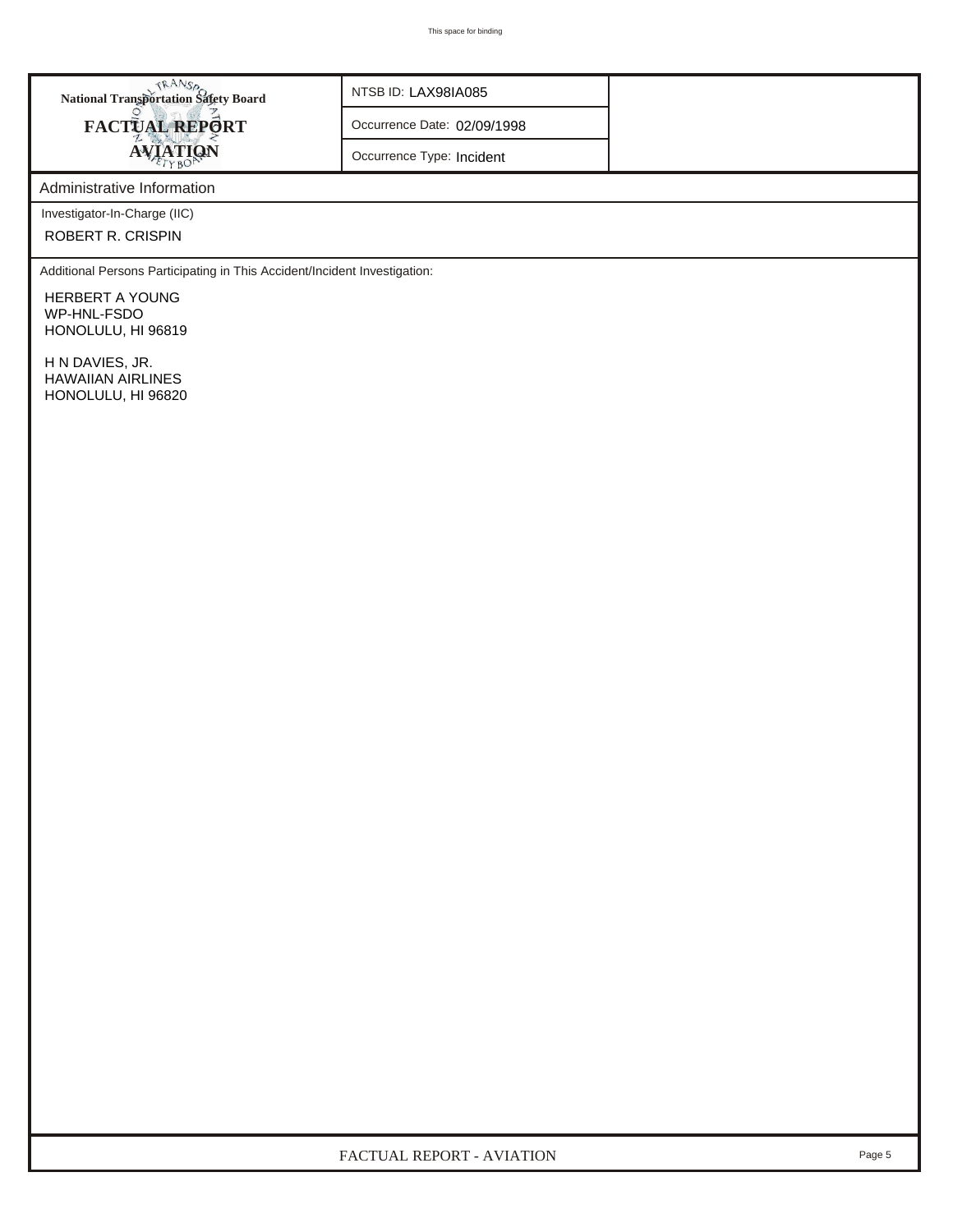**National Transportation Safety Board**
**FACTUAL REPORT**
**AVIATION**

| | |
|---|---|
| NTSB ID: LAX98IA085 | |
| Occurrence Date: 02/09/1998 | |
| Occurrence Type: Incident | |

## Administrative Information

Investigator-In-Charge (IIC)

ROBERT R. CRISPIN

Additional Persons Participating in This Accident/Incident Investigation:

HERBERT A YOUNG
WP-HNL-FSDO
HONOLULU, HI 96819

H N DAVIES, JR.
HAWAIIAN AIRLINES
HONOLULU, HI 96820